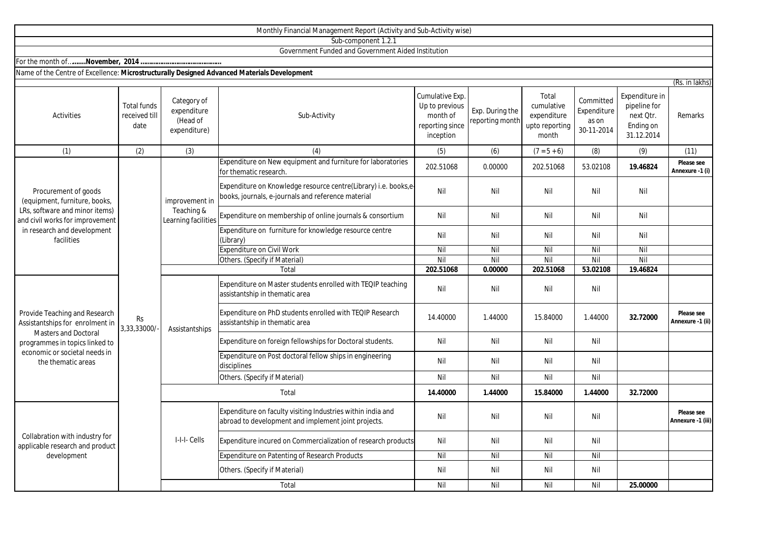Monthly Financial Management Report (Activity and Sub-Activity wise)

Sub-component 1.2.1

Government Funded and Government Aided Institution

For the month of…**…….November, 2014 ………………………………….**

Name of the Centre of Excellence: **Microstructurally Designed Advanced Materials Development**

(Rs. in lakhs)

| Activities | Total funds received till date | Category of expenditure (Head of expenditure) | Sub-Activity | Cumulative Exp. Up to previous month of reporting since inception | Exp. During the reporting month | Total cumulative expenditure upto reporting month | Committed Expenditure as on 30-11-2014 | Expenditure in pipeline for next Qtr. Ending on 31.12.2014 | Remarks |
|---|---|---|---|---|---|---|---|---|---|
| (1) | (2) | (3) | (4) | (5) | (6) | (7 = 5 + 6) | (8) | (9) | (11) |
| Procurement of goods (equipment, furniture, books, LRs, software and minor items) and civil works for improvement in research and development facilities | Rs 3,33,33000/- | improvement in Teaching & Learning facilities | Expenditure on New equipment and furniture for laboratories for thematic research. | 202.51068 | 0.00000 | 202.51068 | 53.02108 | **19.46824** | **Please see Annexure -1 (i)** |
| | | | Expenditure on Knowledge resource centre(Library) i.e. books,e-books, journals, e-journals and reference material | Nil | Nil | Nil | Nil | Nil | |
| | | | Expenditure on membership of online journals & consortium | Nil | Nil | Nil | Nil | Nil | |
| | | | Expenditure on furniture for knowledge resource centre (Library) | Nil | Nil | Nil | Nil | Nil | |
| | | | Expenditure on Civil Work | Nil | Nil | Nil | Nil | Nil | |
| | | | Others. (Specify if Material) | Nil | Nil | Nil | Nil | Nil | |
| | | | Total | **202.51068** | **0.00000** | **202.51068** | **53.02108** | **19.46824** | |
| Provide Teaching and Research Assistantships for enrolment in Masters and Doctoral programmes in topics linked to economic or societal needs in the thematic areas | | Assistantships | Expenditure on Master students enrolled with TEQIP teaching assistantship in thematic area | Nil | Nil | Nil | Nil | | |
| | | | Expenditure on PhD students enrolled with TEQIP Research assistantship in thematic area | 14.40000 | 1.44000 | 15.84000 | 1.44000 | **32.72000** | **Please see Annexure -1 (ii)** |
| | | | Expenditure on foreign fellowships for Doctoral students. | Nil | Nil | Nil | Nil | | |
| | | | Expenditure on Post doctoral fellow ships in engineering disciplines | Nil | Nil | Nil | Nil | | |
| | | | Others. (Specify if Material) | Nil | Nil | Nil | Nil | | |
| | | | Total | **14.40000** | **1.44000** | **15.84000** | **1.44000** | **32.72000** | |
| Collabration with industry for applicable research and product development | | I-I-I- Cells | Expenditure on faculty visiting Industries within india and abroad to development and implement joint projects. | Nil | Nil | Nil | Nil | | **Please see Annexure -1 (iii)** |
| | | | Expenditure incured on Commercialization of research products | Nil | Nil | Nil | Nil | | |
| | | | Expenditure on Patenting of Research Products | Nil | Nil | Nil | Nil | | |
| | | | Others. (Specify if Material) | Nil | Nil | Nil | Nil | | |
| | | | Total | Nil | Nil | Nil | Nil | **25.00000** | |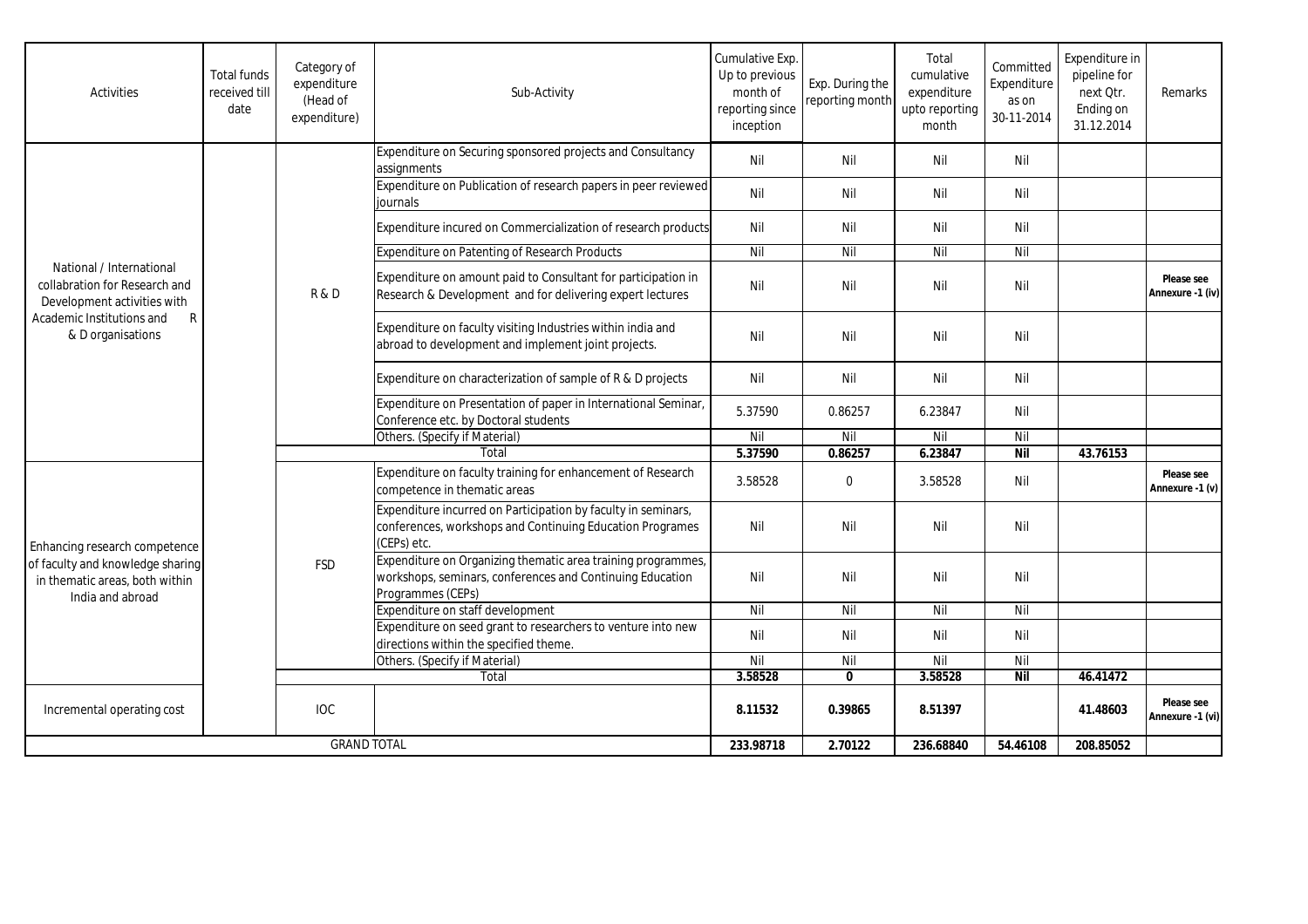| Activities | Total funds received till date | Category of expenditure (Head of expenditure) | Sub-Activity | Cumulative Exp. Up to previous month of reporting since inception | Exp. During the reporting month | Total cumulative expenditure upto reporting month | Committed Expenditure as on 30-11-2014 | Expenditure in pipeline for next Qtr. Ending on 31.12.2014 | Remarks |
|---|---|---|---|---|---|---|---|---|---|
| National / International collabration for Research and Development activities with Academic Institutions and R & D organisations | | R & D | Expenditure on Securing sponsored projects and Consultancy assignments | Nil | Nil | Nil | Nil | | |
| | | | Expenditure on Publication of research papers in peer reviewed journals | Nil | Nil | Nil | Nil | | |
| | | | Expenditure incured on Commercialization of research products | Nil | Nil | Nil | Nil | | |
| | | | Expenditure on Patenting of Research Products | Nil | Nil | Nil | Nil | | |
| | | | Expenditure on amount paid to Consultant for participation in Research & Development and for delivering expert lectures | Nil | Nil | Nil | Nil | | **Please see Annexure -1 (iv)** |
| | | | Expenditure on faculty visiting Industries within india and abroad to development and implement joint projects. | Nil | Nil | Nil | Nil | | |
| | | | Expenditure on characterization of sample of R & D projects | Nil | Nil | Nil | Nil | | |
| | | | Expenditure on Presentation of paper in International Seminar, Conference etc. by Doctoral students | 5.37590 | 0.86257 | 6.23847 | Nil | | |
| | | | Others. (Specify if Material) | Nil | Nil | Nil | Nil | | |
| | | | Total | **5.37590** | **0.86257** | **6.23847** | **Nil** | **43.76153** | |
| Enhancing research competence of faculty and knowledge sharing in thematic areas, both within India and abroad | | FSD | Expenditure on faculty training for enhancement of Research competence in thematic areas | 3.58528 | 0 | 3.58528 | Nil | | **Please see Annexure -1 (v)** |
| | | | Expenditure incurred on Participation by faculty in seminars, conferences, workshops and Continuing Education Programes (CEPs) etc. | Nil | Nil | Nil | Nil | | |
| | | | Expenditure on Organizing thematic area training programmes, workshops, seminars, conferences and Continuing Education Programmes (CEPs) | Nil | Nil | Nil | Nil | | |
| | | | Expenditure on staff development | Nil | Nil | Nil | Nil | | |
| | | | Expenditure on seed grant to researchers to venture into new directions within the specified theme. | Nil | Nil | Nil | Nil | | |
| | | | Others. (Specify if Material) | Nil | Nil | Nil | Nil | | |
| | | | Total | **3.58528** | **0** | **3.58528** | **Nil** | **46.41472** | |
| Incremental operating cost | | IOC | | **8.11532** | **0.39865** | **8.51397** | | **41.48603** | **Please see Annexure -1 (vi)** |
| GRAND TOTAL | | | | **233.98718** | **2.70122** | **236.68840** | **54.46108** | **208.85052** | |